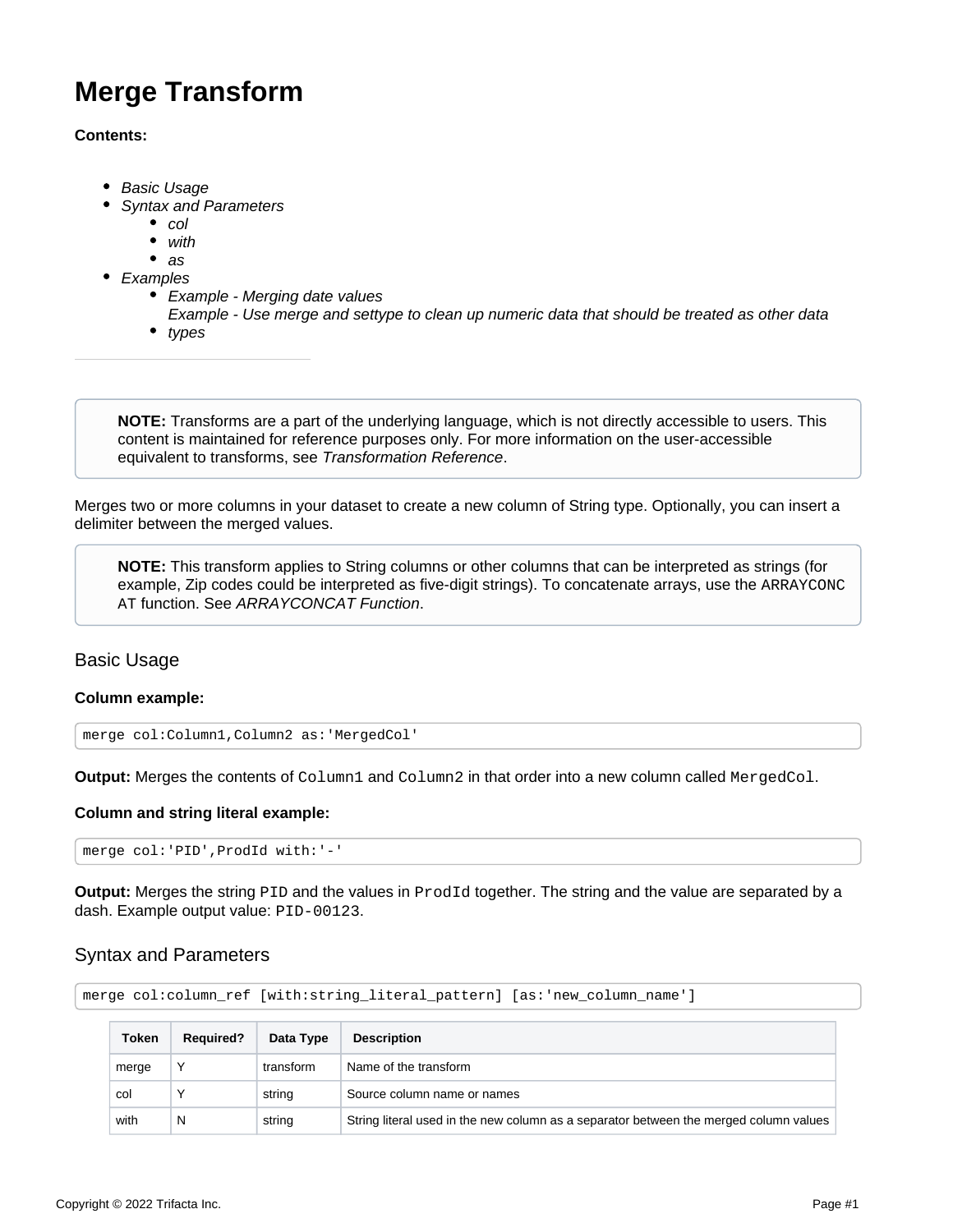# Merge Transform

**Contents:**

- *Basic Usage*
- *Syntax and Parameters*
  - *col*
  - *with*
  - *as*
- *Examples*
  - *Example - Merging date values*
    *Example - Use merge and settype to clean up numeric data that should be treated as other data*
  - *types*

---

> **NOTE:** Transforms are a part of the underlying language, which is not directly accessible to users. This content is maintained for reference purposes only. For more information on the user-accessible equivalent to transforms, see *Transformation Reference*.

Merges two or more columns in your dataset to create a new column of String type. Optionally, you can insert a delimiter between the merged values.

> **NOTE:** This transform applies to String columns or other columns that can be interpreted as strings (for example, Zip codes could be interpreted as five-digit strings). To concatenate arrays, use the `ARRAYCONCAT` function. See *ARRAYCONCAT Function*.

## Basic Usage

**Column example:**

```
merge col:Column1,Column2 as:'MergedCol'
```

**Output:** Merges the contents of `Column1` and `Column2` in that order into a new column called `MergedCol`.

**Column and string literal example:**

```
merge col:'PID',ProdId with:'-'
```

**Output:** Merges the string `PID` and the values in `ProdId` together. The string and the value are separated by a dash. Example output value: `PID-00123`.

## Syntax and Parameters

```
merge col:column_ref [with:string_literal_pattern] [as:'new_column_name']
```

| Token | Required? | Data Type | Description |
| --- | --- | --- | --- |
| merge | Y | transform | Name of the transform |
| col | Y | string | Source column name or names |
| with | N | string | String literal used in the new column as a separator between the merged column values |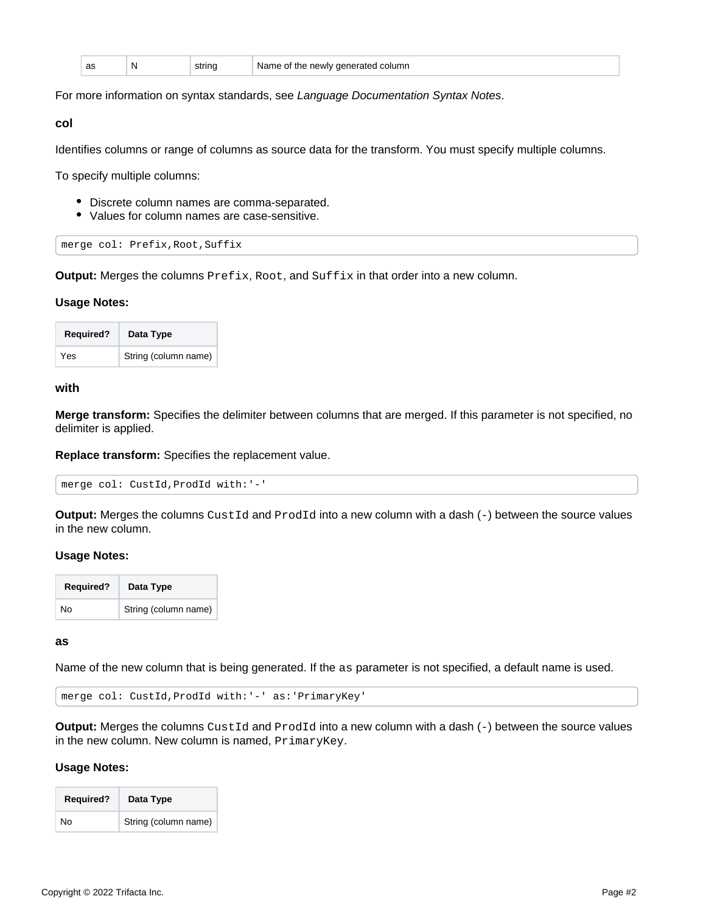| as | N | string | Name of the newly generated column |
|---|---|---|---|

For more information on syntax standards, see *Language Documentation Syntax Notes*.

### col

Identifies columns or range of columns as source data for the transform. You must specify multiple columns.

To specify multiple columns:

- Discrete column names are comma-separated.
- Values for column names are case-sensitive.

```
merge col: Prefix,Root,Suffix
```

**Output:** Merges the columns `Prefix`, `Root`, and `Suffix` in that order into a new column.

#### Usage Notes:

| Required? | Data Type |
|---|---|
| Yes | String (column name) |

### with

**Merge transform:** Specifies the delimiter between columns that are merged. If this parameter is not specified, no delimiter is applied.

**Replace transform:** Specifies the replacement value.

```
merge col: CustId,ProdId with:'-'
```

**Output:** Merges the columns `CustId` and `ProdId` into a new column with a dash (`-`) between the source values in the new column.

#### Usage Notes:

| Required? | Data Type |
|---|---|
| No | String (column name) |

### as

Name of the new column that is being generated. If the `as` parameter is not specified, a default name is used.

```
merge col: CustId,ProdId with:'-' as:'PrimaryKey'
```

**Output:** Merges the columns `CustId` and `ProdId` into a new column with a dash (`-`) between the source values in the new column. New column is named, `PrimaryKey`.

#### Usage Notes:

| Required? | Data Type |
|---|---|
| No | String (column name) |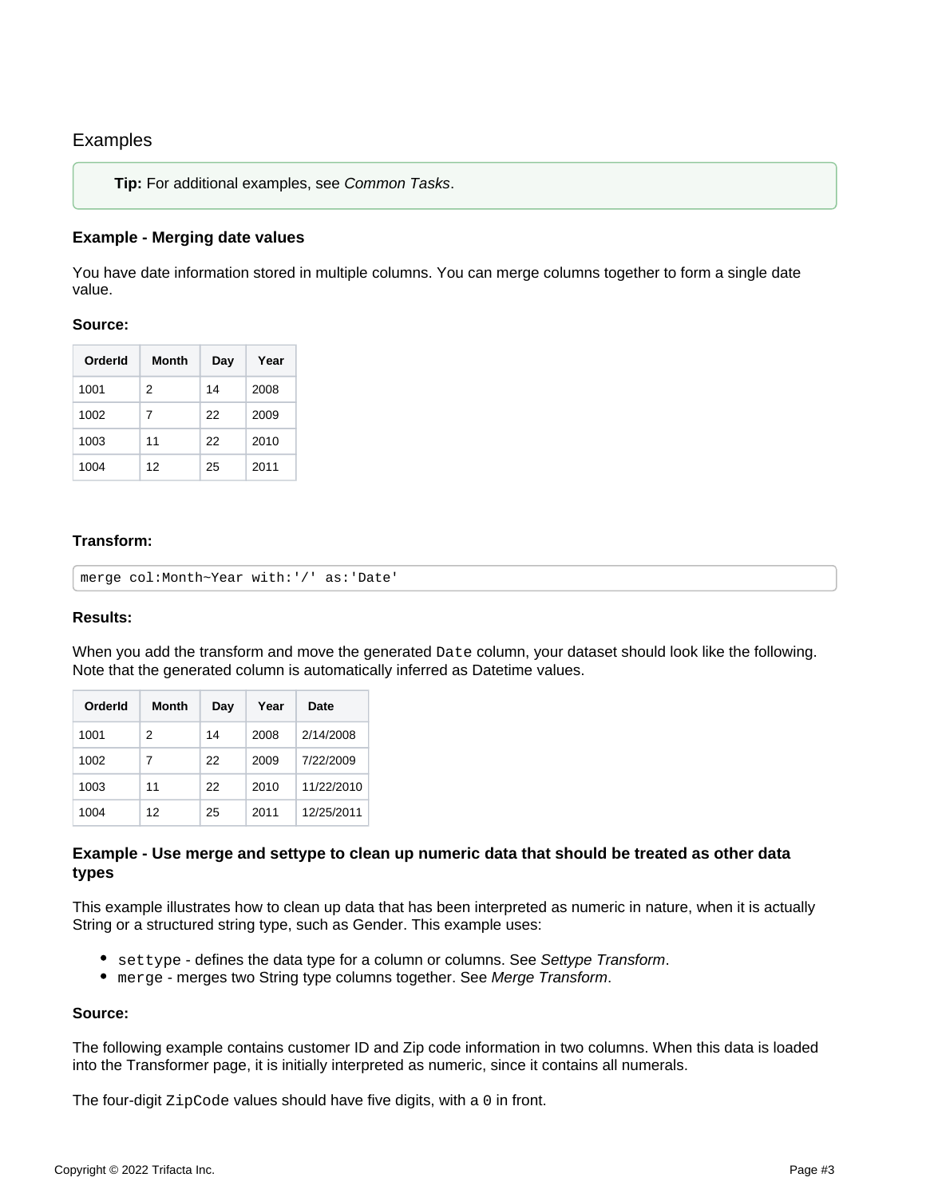## Examples

> **Tip:** For additional examples, see *Common Tasks*.

### Example - Merging date values

You have date information stored in multiple columns. You can merge columns together to form a single date value.

**Source:**

| OrderId | Month | Day | Year |
|---|---|---|---|
| 1001 | 2 | 14 | 2008 |
| 1002 | 7 | 22 | 2009 |
| 1003 | 11 | 22 | 2010 |
| 1004 | 12 | 25 | 2011 |

**Transform:**

```
merge col:Month~Year with:'/' as:'Date'
```

**Results:**

When you add the transform and move the generated `Date` column, your dataset should look like the following. Note that the generated column is automatically inferred as Datetime values.

| OrderId | Month | Day | Year | Date |
|---|---|---|---|---|
| 1001 | 2 | 14 | 2008 | 2/14/2008 |
| 1002 | 7 | 22 | 2009 | 7/22/2009 |
| 1003 | 11 | 22 | 2010 | 11/22/2010 |
| 1004 | 12 | 25 | 2011 | 12/25/2011 |

### Example - Use merge and settype to clean up numeric data that should be treated as other data types

This example illustrates how to clean up data that has been interpreted as numeric in nature, when it is actually String or a structured string type, such as Gender. This example uses:

- `settype` - defines the data type for a column or columns. See *Settype Transform*.
- `merge` - merges two String type columns together. See *Merge Transform*.

**Source:**

The following example contains customer ID and Zip code information in two columns. When this data is loaded into the Transformer page, it is initially interpreted as numeric, since it contains all numerals.

The four-digit `ZipCode` values should have five digits, with a `0` in front.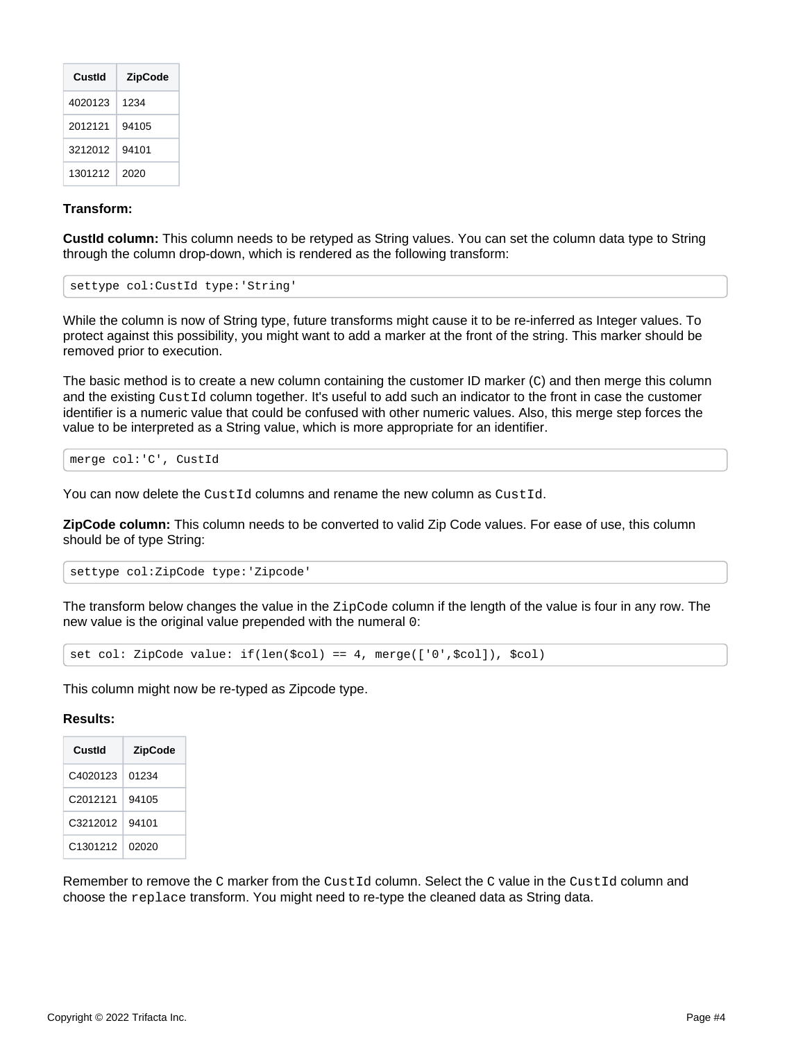| CustId | ZipCode |
| --- | --- |
| 4020123 | 1234 |
| 2012121 | 94105 |
| 3212012 | 94101 |
| 1301212 | 2020 |

**Transform:**

**CustId column:** This column needs to be retyped as String values. You can set the column data type to String through the column drop-down, which is rendered as the following transform:

```
settype col:CustId type:'String'
```

While the column is now of String type, future transforms might cause it to be re-inferred as Integer values. To protect against this possibility, you might want to add a marker at the front of the string. This marker should be removed prior to execution.

The basic method is to create a new column containing the customer ID marker (`C`) and then merge this column and the existing `CustId` column together. It's useful to add such an indicator to the front in case the customer identifier is a numeric value that could be confused with other numeric values. Also, this merge step forces the value to be interpreted as a String value, which is more appropriate for an identifier.

```
merge col:'C', CustId
```

You can now delete the `CustId` columns and rename the new column as `CustId`.

**ZipCode column:** This column needs to be converted to valid Zip Code values. For ease of use, this column should be of type String:

```
settype col:ZipCode type:'Zipcode'
```

The transform below changes the value in the `ZipCode` column if the length of the value is four in any row. The new value is the original value prepended with the numeral `0`:

```
set col: ZipCode value: if(len($col) == 4, merge(['0',$col]), $col)
```

This column might now be re-typed as Zipcode type.

**Results:**

| CustId | ZipCode |
| --- | --- |
| C4020123 | 01234 |
| C2012121 | 94105 |
| C3212012 | 94101 |
| C1301212 | 02020 |

Remember to remove the `C` marker from the `CustId` column. Select the `C` value in the `CustId` column and choose the `replace` transform. You might need to re-type the cleaned data as String data.